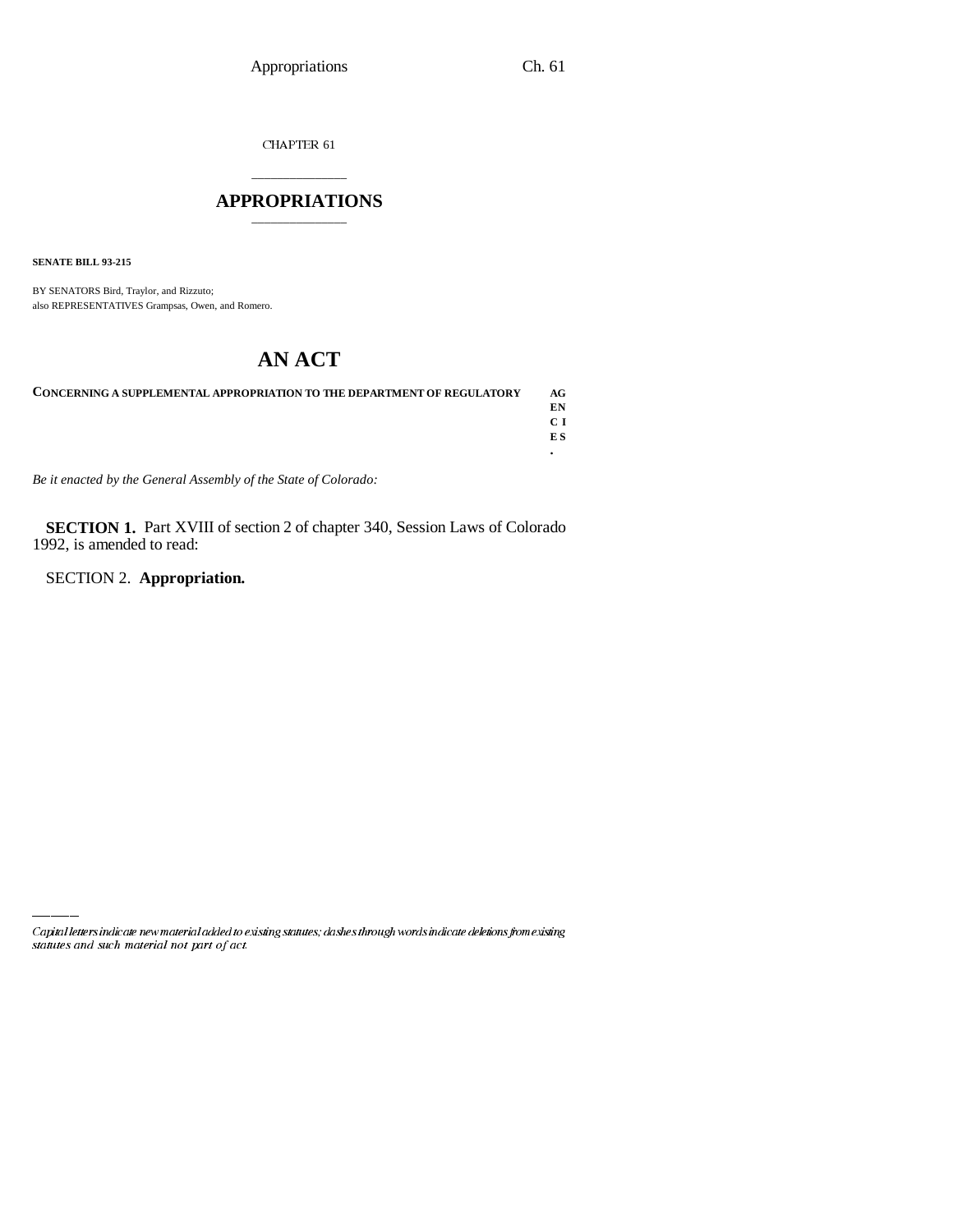# CHAPTER 61

## APPROPRIATIONS

**SENATE BILL 93-215**

BY SENATORS Bird, Traylor, and Rizzuto;
also REPRESENTATIVES Grampsas, Owen, and Romero.

# AN ACT

**CONCERNING A SUPPLEMENTAL APPROPRIATION TO THE DEPARTMENT OF REGULATORY AGENCIES.**

*Be it enacted by the General Assembly of the State of Colorado:*

**SECTION 1.** Part XVIII of section 2 of chapter 340, Session Laws of Colorado 1992, is amended to read:

SECTION 2. **Appropriation.**

*Capital letters indicate new material added to existing statutes; dashes through words indicate deletions from existing statutes and such material not part of act.*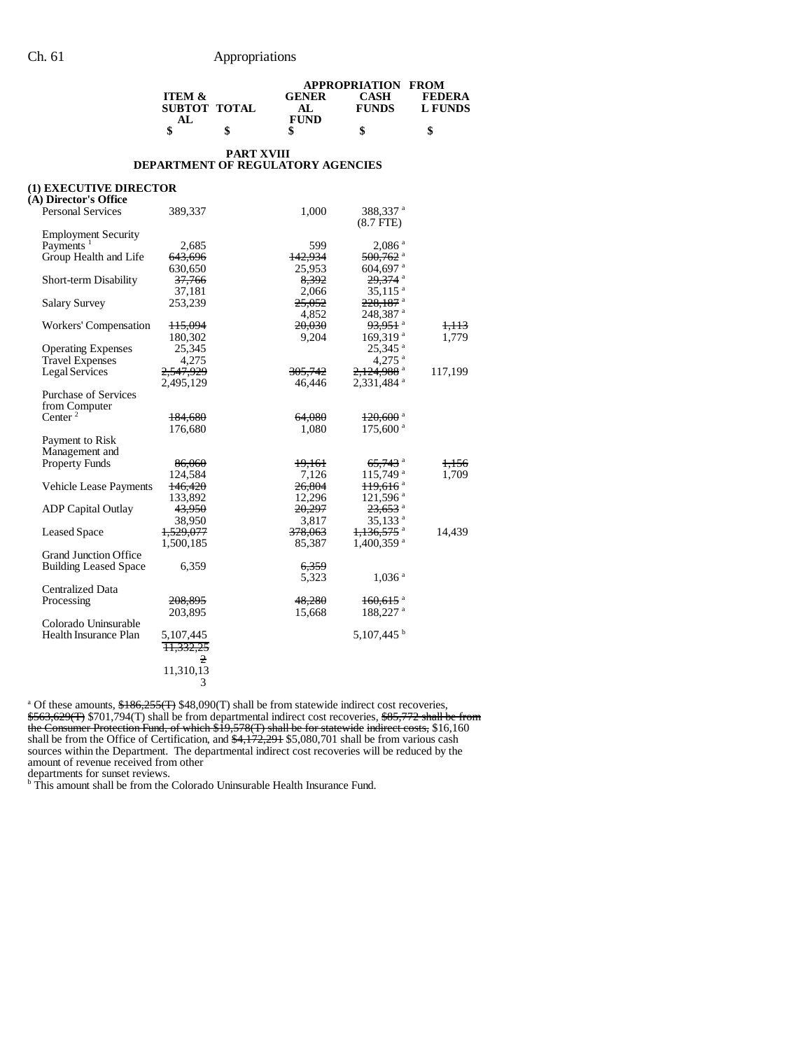| | ITEM & SUBTOTAL | TOTAL | APPROPRIATION FROM GENERAL FUND | CASH FUNDS | FEDERAL FUNDS |
|---|---|---|---|---|---|
| | $ | $ | $ | $ | $ |

**PART XVIII**
**DEPARTMENT OF REGULATORY AGENCIES**

**(1) EXECUTIVE DIRECTOR**
**(A) Director's Office**

| | ITEM & SUBTOTAL | TOTAL | GENERAL FUND | CASH FUNDS | FEDERAL FUNDS |
|---|---|---|---|---|---|
| Personal Services | 389,337 | | 1,000 | 388,337 [a] (8.7 FTE) | |
| Employment Security Payments [1] | 2,685 | | 599 | 2,086 [a] | |
| Group Health and Life | ~~643,696~~ 630,650 | | ~~142,934~~ 25,953 | ~~500,762~~ [a] 604,697 [a] | |
| Short-term Disability | ~~37,766~~ 37,181 | | ~~8,392~~ 2,066 | ~~29,374~~ [a] 35,115 [a] | |
| Salary Survey | 253,239 | | ~~25,052~~ 4,852 | ~~228,187~~ [a] 248,387 [a] | |
| Workers' Compensation | ~~115,094~~ 180,302 | | ~~20,030~~ 9,204 | ~~93,951~~ [a] 169,319 [a] | ~~1,113~~ 1,779 |
| Operating Expenses | 25,345 | | | 25,345 [a] | |
| Travel Expenses | 4,275 | | | 4,275 [a] | |
| Legal Services | ~~2,547,929~~ 2,495,129 | | ~~305,742~~ 46,446 | ~~2,124,988~~ [a] 2,331,484 [a] | 117,199 |
| Purchase of Services from Computer Center [2] | ~~184,680~~ 176,680 | | ~~64,080~~ 1,080 | ~~120,600~~ [a] 175,600 [a] | |
| Payment to Risk Management and Property Funds | ~~86,060~~ 124,584 | | ~~19,161~~ 7,126 | ~~65,743~~ [a] 115,749 [a] | ~~1,156~~ 1,709 |
| Vehicle Lease Payments | ~~146,420~~ 133,892 | | ~~26,804~~ 12,296 | ~~119,616~~ [a] 121,596 [a] | |
| ADP Capital Outlay | ~~43,950~~ 38,950 | | ~~20,297~~ 3,817 | ~~23,653~~ [a] 35,133 [a] | |
| Leased Space | ~~1,529,077~~ 1,500,185 | | ~~378,063~~ 85,387 | ~~1,136,575~~ [a] 1,400,359 [a] | 14,439 |
| Grand Junction Office Building Leased Space | 6,359 | | ~~6,359~~ 5,323 | 1,036 [a] | |
| Centralized Data Processing | ~~208,895~~ 203,895 | | ~~48,280~~ 15,668 | ~~160,615~~ [a] 188,227 [a] | |
| Colorado Uninsurable Health Insurance Plan | 5,107,445 | | | 5,107,445 [b] | |
| | ~~11,332,252~~ 11,310,133 | | | | |

[a] Of these amounts, ~~$186,255(T)~~ $48,090(T) shall be from statewide indirect cost recoveries, ~~$563,629(T)~~ $701,794(T) shall be from departmental indirect cost recoveries, ~~$85,772 shall be from the Consumer Protection Fund, of which $19,578(T) shall be for statewide indirect costs,~~ $16,160 shall be from the Office of Certification, and ~~$4,172,291~~ $5,080,701 shall be from various cash sources within the Department. The departmental indirect cost recoveries will be reduced by the amount of revenue received from other departments for sunset reviews.

[b] This amount shall be from the Colorado Uninsurable Health Insurance Fund.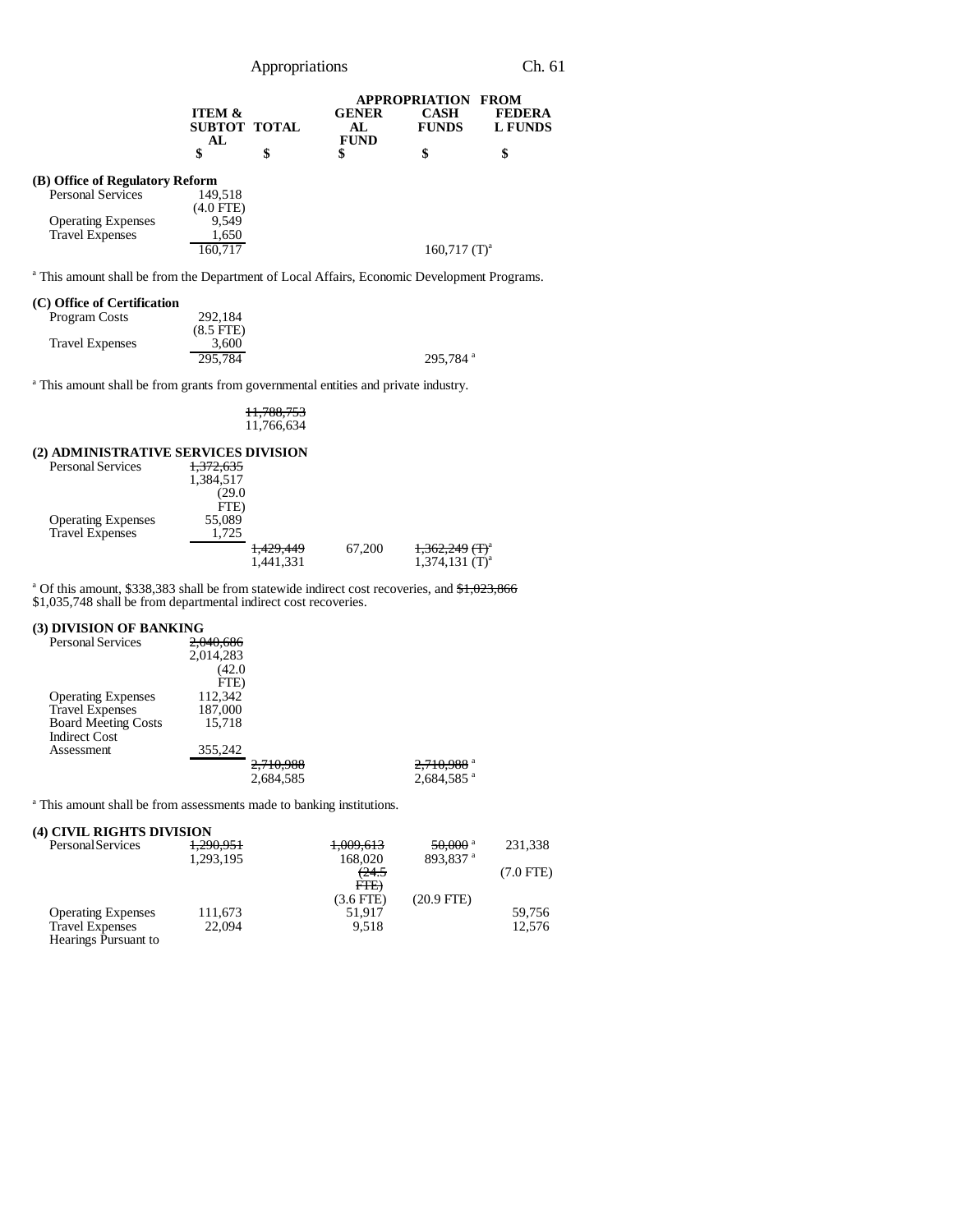| | ITEM & SUBTOTAL | TOTAL | APPROPRIATION FROM GENERAL FUND | CASH FUNDS | FEDERAL FUNDS |
|---|---|---|---|---|---|
| | $ | $ | $ | $ | $ |
| **(B) Office of Regulatory Reform** | | | | | |
| Personal Services | 149,518 | | | | |
| | (4.0 FTE) | | | | |
| Operating Expenses | 9,549 | | | | |
| Travel Expenses | 1,650 | | | | |
| | 160,717 | | | 160,717 (T)[a] | |

[a] This amount shall be from the Department of Local Affairs, Economic Development Programs.

| | ITEM & SUBTOTAL | TOTAL | GENERAL FUND | CASH FUNDS | FEDERAL FUNDS |
|---|---|---|---|---|---|
| **(C) Office of Certification** | | | | | |
| Program Costs | 292,184 | | | | |
| | (8.5 FTE) | | | | |
| Travel Expenses | 3,600 | | | | |
| | 295,784 | | | 295,784 [a] | |

[a] This amount shall be from grants from governmental entities and private industry.

| | ITEM & SUBTOTAL | TOTAL | GENERAL FUND | CASH FUNDS | FEDERAL FUNDS |
|---|---|---|---|---|---|
| | | ~~11,788,753~~ 11,766,634 | | | |
| **(2) ADMINISTRATIVE SERVICES DIVISION** | | | | | |
| Personal Services | ~~1,372,635~~ 1,384,517 | | | | |
| | (29.0 FTE) | | | | |
| Operating Expenses | 55,089 | | | | |
| Travel Expenses | 1,725 | | | | |
| | | ~~1,429,449~~ 1,441,331 | 67,200 | ~~1,362,249 (T)~~[a] 1,374,131 (T)[a] | |

[a] Of this amount, $338,383 shall be from statewide indirect cost recoveries, and ~~$1,023,866~~ $1,035,748 shall be from departmental indirect cost recoveries.

| | ITEM & SUBTOTAL | TOTAL | GENERAL FUND | CASH FUNDS | FEDERAL FUNDS |
|---|---|---|---|---|---|
| **(3) DIVISION OF BANKING** | | | | | |
| Personal Services | ~~2,040,686~~ 2,014,283 | | | | |
| | (42.0 FTE) | | | | |
| Operating Expenses | 112,342 | | | | |
| Travel Expenses | 187,000 | | | | |
| Board Meeting Costs | 15,718 | | | | |
| Indirect Cost Assessment | 355,242 | | | | |
| | | ~~2,710,988~~ 2,684,585 | | ~~2,710,988~~ [a] 2,684,585 [a] | |

[a] This amount shall be from assessments made to banking institutions.

| | ITEM & SUBTOTAL | TOTAL | GENERAL FUND | CASH FUNDS | FEDERAL FUNDS |
|---|---|---|---|---|---|
| **(4) CIVIL RIGHTS DIVISION** | | | | | |
| Personal Services | ~~1,290,951~~ 1,293,195 | | ~~1,009,613~~ 168,020 | ~~50,000~~ [a] 893,837 [a] | 231,338 |
| | | | ~~(24.5 FTE)~~ (3.6 FTE) | (20.9 FTE) | (7.0 FTE) |
| Operating Expenses | 111,673 | | 51,917 | | 59,756 |
| Travel Expenses | 22,094 | | 9,518 | | 12,576 |
| Hearings Pursuant to | | | | | |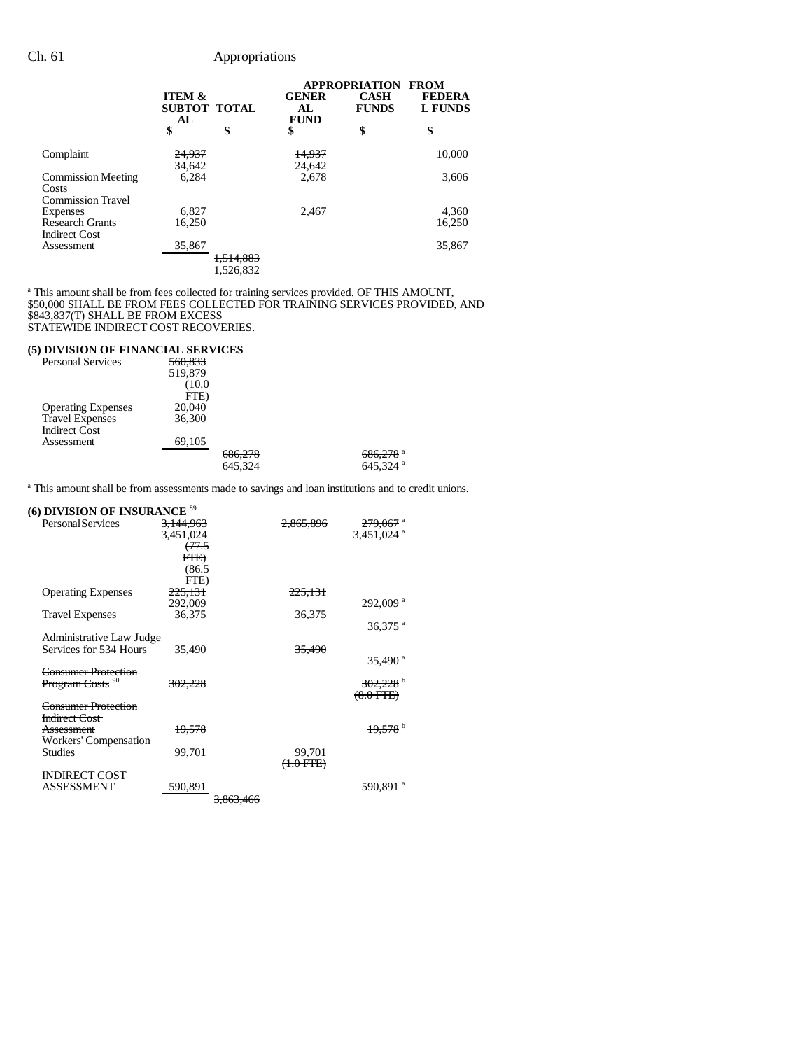| | ITEM & SUBTOTAL | TOTAL | GENERAL FUND | CASH FUNDS | FEDERAL FUNDS |
|---|---|---|---|---|---|
| | $ | $ | $ | $ | $ |
| Complaint | ~~24,937~~ 34,642 | | ~~14,937~~ 24,642 | | 10,000 |
| Commission Meeting Costs | 6,284 | | 2,678 | | 3,606 |
| Commission Travel Expenses | 6,827 | | 2,467 | | 4,360 |
| Research Grants | 16,250 | | | | 16,250 |
| Indirect Cost Assessment | 35,867 | | | | 35,867 |
| | | ~~1,514,883~~ 1,526,832 | | | |

[a] ~~This amount shall be from fees collected for training services provided.~~ OF THIS AMOUNT, $50,000 SHALL BE FROM FEES COLLECTED FOR TRAINING SERVICES PROVIDED, AND $843,837(T) SHALL BE FROM EXCESS STATEWIDE INDIRECT COST RECOVERIES.

**(5) DIVISION OF FINANCIAL SERVICES**

| | ITEM & SUBTOTAL | TOTAL | GENERAL FUND | CASH FUNDS | FEDERAL FUNDS |
|---|---|---|---|---|---|
| Personal Services | ~~560,833~~ 519,879 (10.0 FTE) | | | | |
| Operating Expenses | 20,040 | | | | |
| Travel Expenses | 36,300 | | | | |
| Indirect Cost Assessment | 69,105 | | | | |
| | | ~~686,278~~ 645,324 | | ~~686,278~~[a] 645,324[a] | |

[a] This amount shall be from assessments made to savings and loan institutions and to credit unions.

**(6) DIVISION OF INSURANCE** [89]

| | ITEM & SUBTOTAL | TOTAL | GENERAL FUND | CASH FUNDS | FEDERAL FUNDS |
|---|---|---|---|---|---|
| Personal Services | ~~3,144,963~~ 3,451,024 ~~(77.5 FTE)~~ (86.5 FTE) | | ~~2,865,896~~ | ~~279,067~~[a] 3,451,024[a] | |
| Operating Expenses | ~~225,131~~ 292,009 | | ~~225,131~~ | 292,009[a] | |
| Travel Expenses | 36,375 | | ~~36,375~~ | 36,375[a] | |
| Administrative Law Judge Services for 534 Hours | 35,490 | | ~~35,490~~ | 35,490[a] | |
| ~~Consumer Protection Program Costs~~ [90] | ~~302,228~~ | | | ~~302,228~~[b] ~~(8.0 FTE)~~ | |
| ~~Consumer Protection Indirect Cost Assessment~~ | ~~19,578~~ | | | ~~19,578~~[b] | |
| Workers' Compensation Studies | 99,701 | | 99,701 ~~(1.0 FTE)~~ | | |
| INDIRECT COST ASSESSMENT | 590,891 | | | 590,891[a] | |
| | | ~~3,863,466~~ | | | |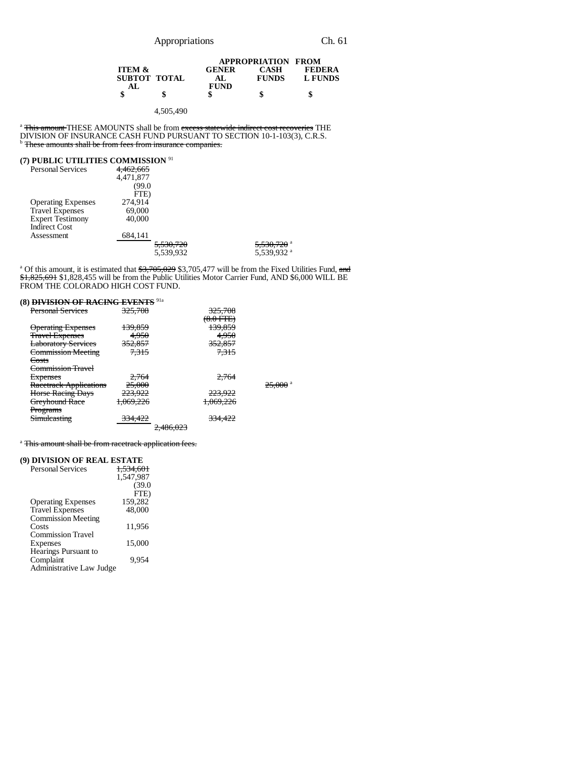| | ITEM & SUBTOTAL | TOTAL | GENERAL FUND | CASH FUNDS | FEDERAL FUNDS |
|---|---|---|---|---|---|
| | $ | $ | $ | $ | $ |
| | | 4,505,490 | | | |

[a] ~~This amount~~ THESE AMOUNTS shall be from ~~excess statewide indirect cost recoveries~~ THE DIVISION OF INSURANCE CASH FUND PURSUANT TO SECTION 10-1-103(3), C.R.S.
[b] ~~These amounts shall be from fees from insurance companies.~~

**(7) PUBLIC UTILITIES COMMISSION** [91]

| | ITEM & SUBTOTAL | TOTAL | GENERAL FUND | CASH FUNDS | FEDERAL FUNDS |
|---|---|---|---|---|---|
| Personal Services | ~~4,462,665~~ 4,471,877 (99.0 FTE) | | | | |
| Operating Expenses | 274,914 | | | | |
| Travel Expenses | 69,000 | | | | |
| Expert Testimony | 40,000 | | | | |
| Indirect Cost Assessment | 684,141 | | | | |
| | | ~~5,530,720~~ 5,539,932 | | ~~5,530,720~~[a] 5,539,932[a] | |

[a] Of this amount, it is estimated that ~~$3,705,029~~ $3,705,477 will be from the Fixed Utilities Fund, ~~and~~ ~~$1,825,691~~ $1,828,455 will be from the Public Utilities Motor Carrier Fund, AND $6,000 WILL BE FROM THE COLORADO HIGH COST FUND.

**(8) ~~DIVISION OF RACING EVENTS~~** [91a]

| | ITEM & SUBTOTAL | TOTAL | GENERAL FUND | CASH FUNDS | FEDERAL FUNDS |
|---|---|---|---|---|---|
| ~~Personal Services~~ | ~~325,708~~ | | ~~325,708 (8.0 FTE)~~ | | |
| ~~Operating Expenses~~ | ~~139,859~~ | | ~~139,859~~ | | |
| ~~Travel Expenses~~ | ~~4,950~~ | | ~~4,950~~ | | |
| ~~Laboratory Services~~ | ~~352,857~~ | | ~~352,857~~ | | |
| ~~Commission Meeting Costs~~ | ~~7,315~~ | | ~~7,315~~ | | |
| ~~Commission Travel Expenses~~ | ~~2,764~~ | | ~~2,764~~ | | |
| ~~Racetrack Applications~~ | ~~25,000~~ | | | ~~25,000~~[a] | |
| ~~Horse Racing Days~~ | ~~223,922~~ | | ~~223,922~~ | | |
| ~~Greyhound Race Programs~~ | ~~1,069,226~~ | | ~~1,069,226~~ | | |
| ~~Simulcasting~~ | ~~334,422~~ | | ~~334,422~~ | | |
| | | ~~2,486,023~~ | | | |

[a] ~~This amount shall be from racetrack application fees.~~

**(9) DIVISION OF REAL ESTATE**

| | ITEM & SUBTOTAL | TOTAL | GENERAL FUND | CASH FUNDS | FEDERAL FUNDS |
|---|---|---|---|---|---|
| Personal Services | ~~1,534,601~~ 1,547,987 (39.0 FTE) | | | | |
| Operating Expenses | 159,282 | | | | |
| Travel Expenses | 48,000 | | | | |
| Commission Meeting Costs | 11,956 | | | | |
| Commission Travel Expenses | 15,000 | | | | |
| Hearings Pursuant to Complaint | 9,954 | | | | |
| Administrative Law Judge | | | | | |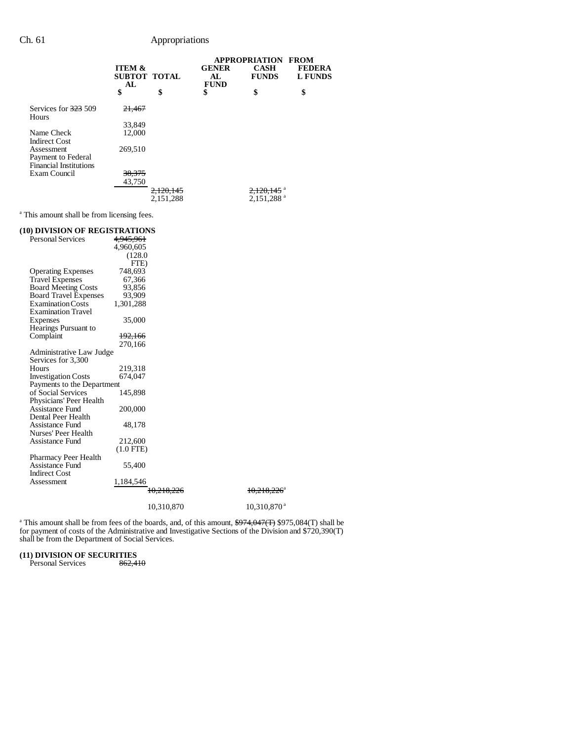| | ITEM & SUBTOTAL | TOTAL | APPROPRIATION FROM GENERAL FUND | CASH FUNDS | FEDERAL FUNDS |
|---|---|---|---|---|---|
| | $ | $ | $ | $ | $ |
| Services for ~~323~~ 509 Hours | ~~21,467~~ 33,849 | | | | |
| Name Check | 12,000 | | | | |
| Indirect Cost Assessment | 269,510 | | | | |
| Payment to Federal Financial Institutions Exam Council | ~~38,375~~ 43,750 | | | | |
| | | ~~2,120,145~~ 2,151,288 | | ~~2,120,145~~[a] 2,151,288[a] | |

[a] This amount shall be from licensing fees.

**(10) DIVISION OF REGISTRATIONS**

| | ITEM & SUBTOTAL | TOTAL | GENERAL FUND | CASH FUNDS | FEDERAL FUNDS |
|---|---|---|---|---|---|
| Personal Services | ~~4,945,961~~ 4,960,605 (128.0 FTE) | | | | |
| Operating Expenses | 748,693 | | | | |
| Travel Expenses | 67,366 | | | | |
| Board Meeting Costs | 93,856 | | | | |
| Board Travel Expenses | 93,909 | | | | |
| Examination Costs | 1,301,288 | | | | |
| Examination Travel Expenses | 35,000 | | | | |
| Hearings Pursuant to Complaint | ~~192,166~~ 270,166 | | | | |
| Administrative Law Judge Services for 3,300 Hours | 219,318 | | | | |
| Investigation Costs | 674,047 | | | | |
| Payments to the Department of Social Services | 145,898 | | | | |
| Physicians' Peer Health Assistance Fund | 200,000 | | | | |
| Dental Peer Health Assistance Fund | 48,178 | | | | |
| Nurses' Peer Health Assistance Fund | 212,600 (1.0 FTE) | | | | |
| Pharmacy Peer Health Assistance Fund | 55,400 | | | | |
| Indirect Cost Assessment | 1,184,546 | | | | |
| | | ~~10,218,226~~ 10,310,870 | | ~~10,218,226~~[a] 10,310,870[a] | |

[a] This amount shall be from fees of the boards, and, of this amount, ~~$974,047(T)~~ $975,084(T) shall be for payment of costs of the Administrative and Investigative Sections of the Division and $720,390(T) shall be from the Department of Social Services.

**(11) DIVISION OF SECURITIES**

| | ITEM & SUBTOTAL | TOTAL | GENERAL FUND | CASH FUNDS | FEDERAL FUNDS |
|---|---|---|---|---|---|
| Personal Services | ~~862,410~~ | | | | |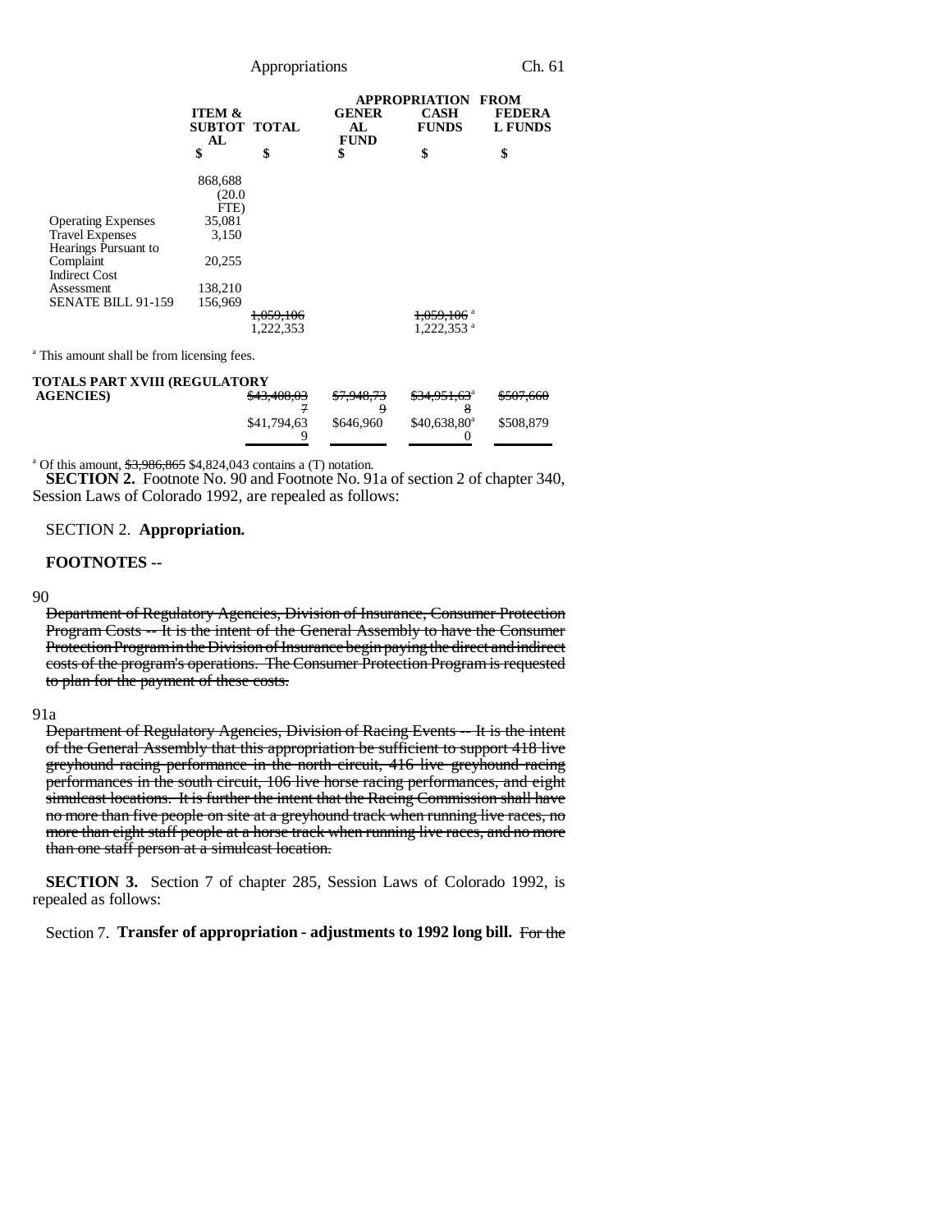| | ITEM & SUBTOTAL | TOTAL | APPROPRIATION FROM GENERAL FUND | CASH FUNDS | FEDERAL FUNDS |
|---|---|---|---|---|---|
| | $ | $ | $ | $ | $ |
| | 868,688 (20.0 FTE) | | | | |
| Operating Expenses | 35,081 | | | | |
| Travel Expenses | 3,150 | | | | |
| Hearings Pursuant to Complaint | 20,255 | | | | |
| Indirect Cost Assessment | 138,210 | | | | |
| SENATE BILL 91-159 | 156,969 | | | | |
| | | ~~1,059,106~~ 1,222,353 | | ~~1,059,106~~[a] 1,222,353[a] | |

[a] This amount shall be from licensing fees.

| TOTALS PART XVIII (REGULATORY AGENCIES) | TOTAL | GENERAL FUND | CASH FUNDS | FEDERAL FUNDS |
|---|---|---|---|---|
| | ~~$43,408,037~~ | ~~$7,948,739~~ | ~~$34,951,638~~[a] | ~~$507,660~~ |
| | $41,794,639 | $646,960 | $40,638,800[a] | $508,879 |

[a] Of this amount, ~~$3,986,865~~ $4,824,043 contains a (T) notation.

**SECTION 2.** Footnote No. 90 and Footnote No. 91a of section 2 of chapter 340, Session Laws of Colorado 1992, are repealed as follows:

SECTION 2. **Appropriation.**

**FOOTNOTES --**

90 ~~Department of Regulatory Agencies, Division of Insurance, Consumer Protection Program Costs -- It is the intent of the General Assembly to have the Consumer Protection Program in the Division of Insurance begin paying the direct and indirect costs of the program's operations. The Consumer Protection Program is requested to plan for the payment of these costs.~~

91a ~~Department of Regulatory Agencies, Division of Racing Events -- It is the intent of the General Assembly that this appropriation be sufficient to support 418 live greyhound racing performance in the north circuit, 416 live greyhound racing performances in the south circuit, 106 live horse racing performances, and eight simulcast locations. It is further the intent that the Racing Commission shall have no more than five people on site at a greyhound track when running live races, no more than eight staff people at a horse track when running live races, and no more than one staff person at a simulcast location.~~

**SECTION 3.** Section 7 of chapter 285, Session Laws of Colorado 1992, is repealed as follows:

Section 7. **Transfer of appropriation - adjustments to 1992 long bill.** ~~For the~~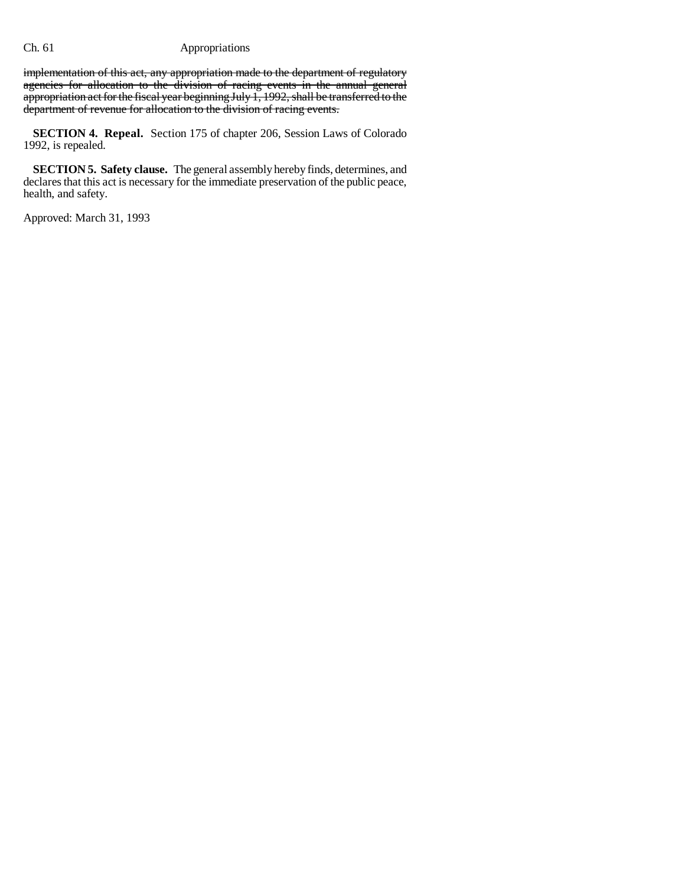~~implementation of this act, any appropriation made to the department of regulatory agencies for allocation to the division of racing events in the annual general appropriation act for the fiscal year beginning July 1, 1992, shall be transferred to the department of revenue for allocation to the division of racing events.~~

**SECTION 4. Repeal.** Section 175 of chapter 206, Session Laws of Colorado 1992, is repealed.

**SECTION 5. Safety clause.** The general assembly hereby finds, determines, and declares that this act is necessary for the immediate preservation of the public peace, health, and safety.

Approved: March 31, 1993